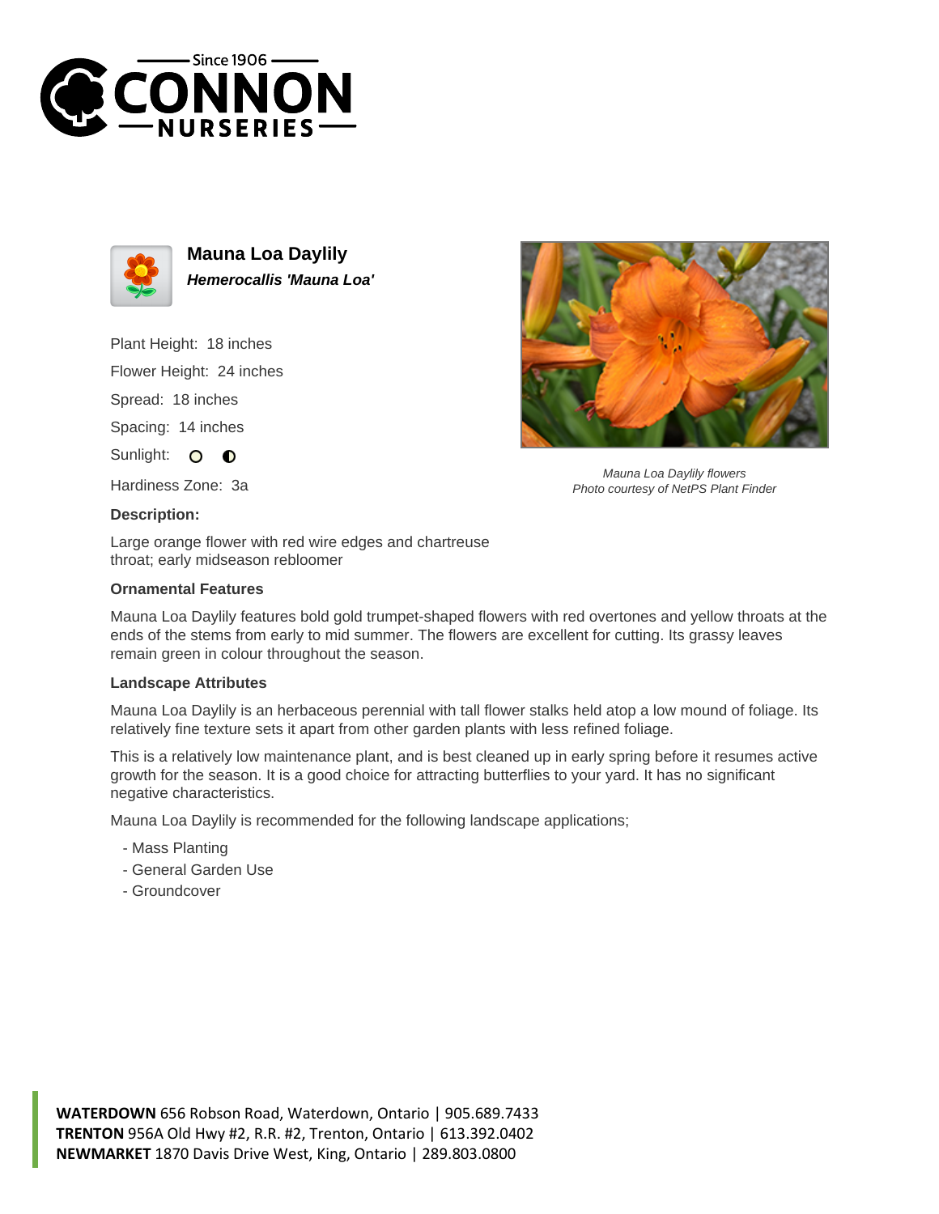Since 1906
CONNON
NURSERIES

# Mauna Loa Daylily

***Hemerocallis 'Mauna Loa'***

Plant Height: 18 inches

Flower Height: 24 inches

Spread: 18 inches

Spacing: 14 inches

Sunlight:

Hardiness Zone: 3a

*Mauna Loa Daylily flowers*
*Photo courtesy of NetPS Plant Finder*

**Description:**

Large orange flower with red wire edges and chartreuse throat; early midseason rebloomer

### Ornamental Features

Mauna Loa Daylily features bold gold trumpet-shaped flowers with red overtones and yellow throats at the ends of the stems from early to mid summer. The flowers are excellent for cutting. Its grassy leaves remain green in colour throughout the season.

### Landscape Attributes

Mauna Loa Daylily is an herbaceous perennial with tall flower stalks held atop a low mound of foliage. Its relatively fine texture sets it apart from other garden plants with less refined foliage.

This is a relatively low maintenance plant, and is best cleaned up in early spring before it resumes active growth for the season. It is a good choice for attracting butterflies to your yard. It has no significant negative characteristics.

Mauna Loa Daylily is recommended for the following landscape applications;

- Mass Planting
- General Garden Use
- Groundcover

**WATERDOWN** 656 Robson Road, Waterdown, Ontario | 905.689.7433
**TRENTON** 956A Old Hwy #2, R.R. #2, Trenton, Ontario | 613.392.0402
**NEWMARKET** 1870 Davis Drive West, King, Ontario | 289.803.0800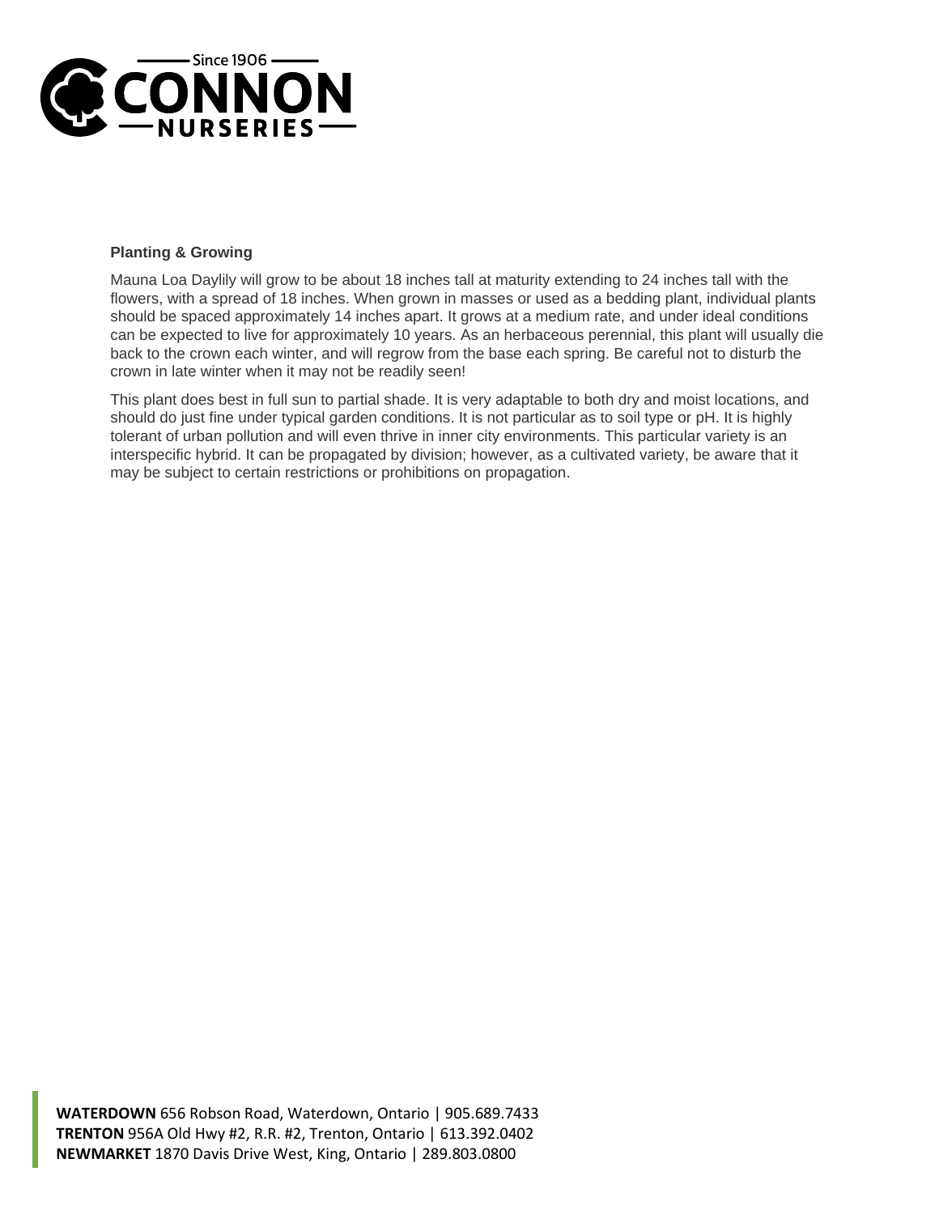### Planting & Growing

Mauna Loa Daylily will grow to be about 18 inches tall at maturity extending to 24 inches tall with the flowers, with a spread of 18 inches. When grown in masses or used as a bedding plant, individual plants should be spaced approximately 14 inches apart. It grows at a medium rate, and under ideal conditions can be expected to live for approximately 10 years. As an herbaceous perennial, this plant will usually die back to the crown each winter, and will regrow from the base each spring. Be careful not to disturb the crown in late winter when it may not be readily seen!

This plant does best in full sun to partial shade. It is very adaptable to both dry and moist locations, and should do just fine under typical garden conditions. It is not particular as to soil type or pH. It is highly tolerant of urban pollution and will even thrive in inner city environments. This particular variety is an interspecific hybrid. It can be propagated by division; however, as a cultivated variety, be aware that it may be subject to certain restrictions or prohibitions on propagation.